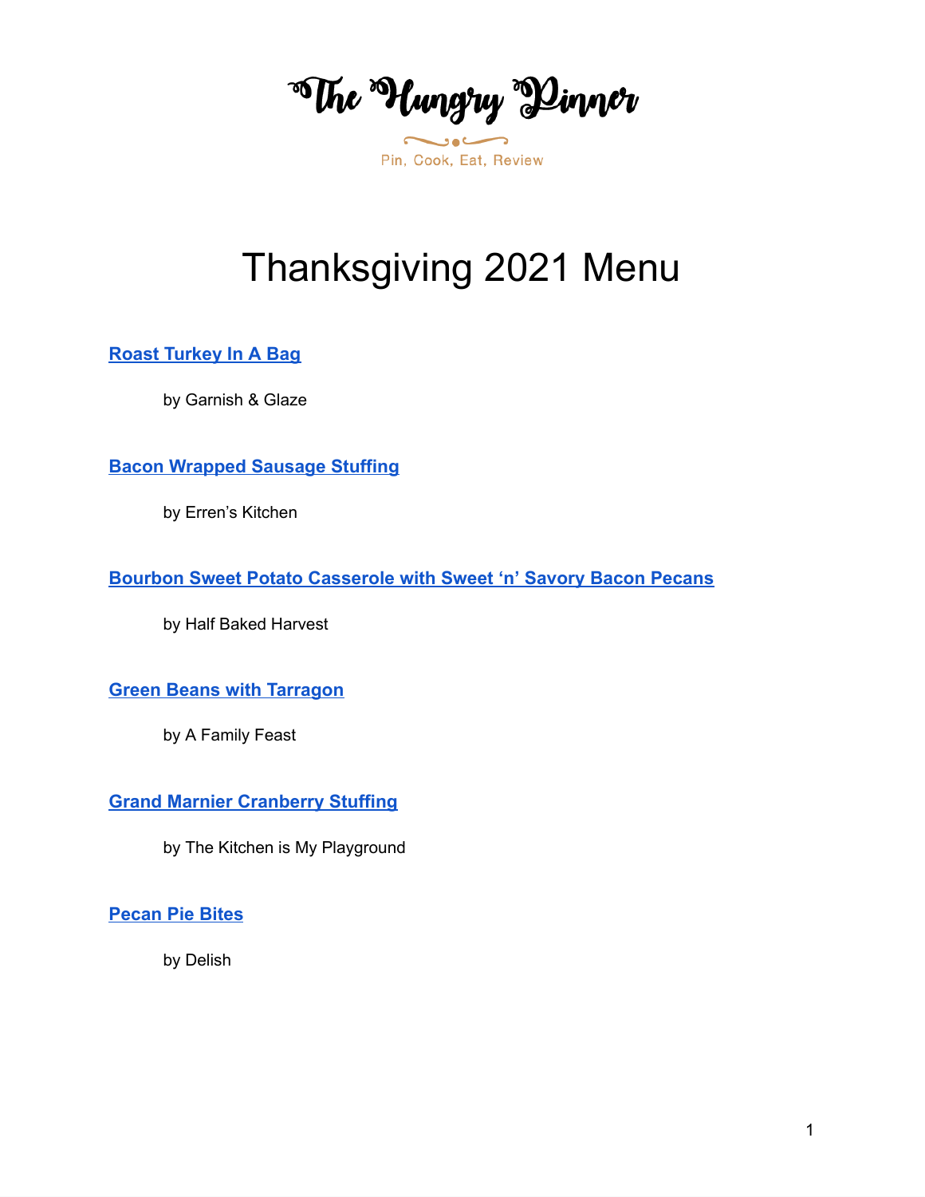# The Hungry Pinner

Pin, Cook, Eat, Review

# Thanksgiving 2021 Menu

**Roast Turkey In A Bag**

by Garnish & Glaze

**Bacon Wrapped Sausage Stuffing**

by Erren's Kitchen

**Bourbon Sweet Potato Casserole with Sweet 'n' Savory Bacon Pecans**

by Half Baked Harvest

**Green Beans with Tarragon**

by A Family Feast

**Grand Marnier Cranberry Stuffing**

by The Kitchen is My Playground

**Pecan Pie Bites**

by Delish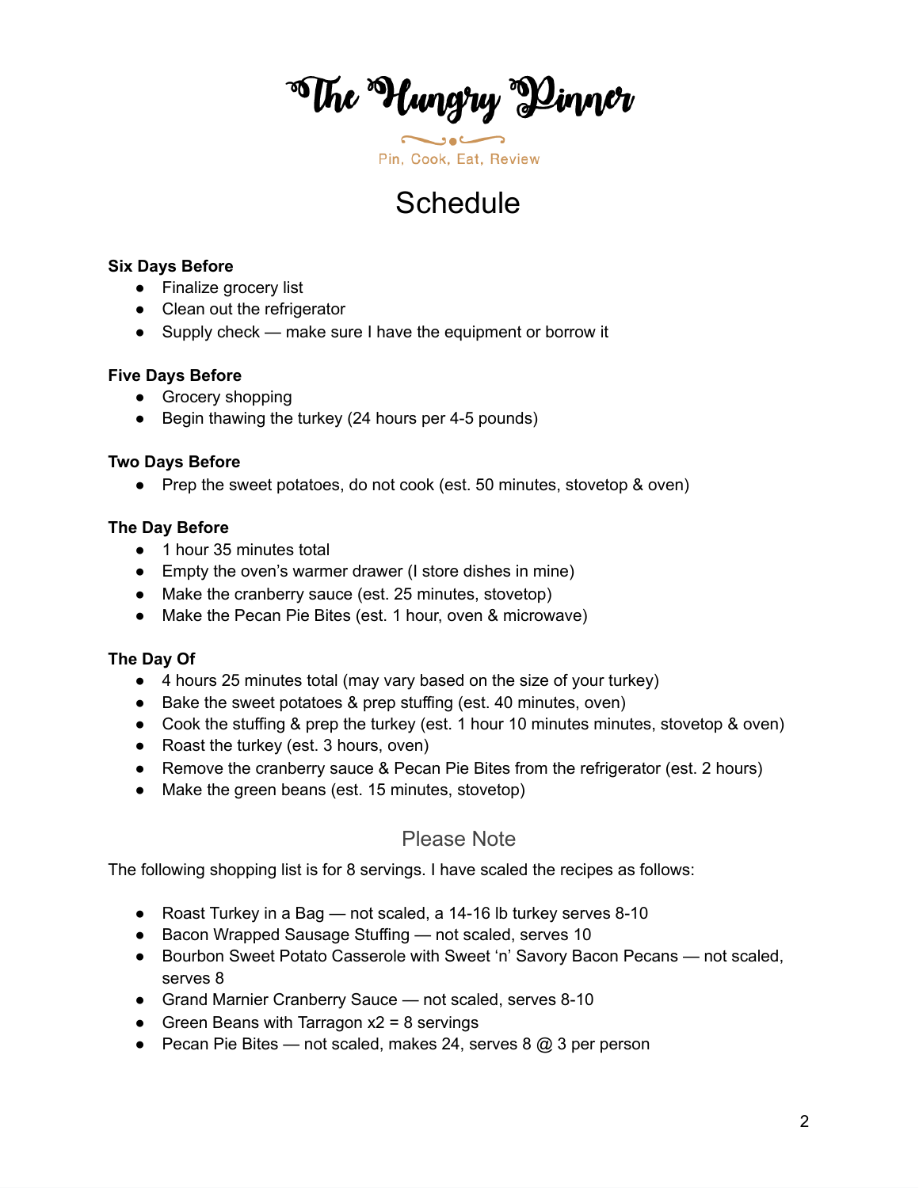# The Hungry Pinner

Pin, Cook, Eat, Review

## Schedule

**Six Days Before**

- Finalize grocery list
- Clean out the refrigerator
- Supply check — make sure I have the equipment or borrow it

**Five Days Before**

- Grocery shopping
- Begin thawing the turkey (24 hours per 4-5 pounds)

**Two Days Before**

- Prep the sweet potatoes, do not cook (est. 50 minutes, stovetop & oven)

**The Day Before**

- 1 hour 35 minutes total
- Empty the oven's warmer drawer (I store dishes in mine)
- Make the cranberry sauce (est. 25 minutes, stovetop)
- Make the Pecan Pie Bites (est. 1 hour, oven & microwave)

**The Day Of**

- 4 hours 25 minutes total (may vary based on the size of your turkey)
- Bake the sweet potatoes & prep stuffing (est. 40 minutes, oven)
- Cook the stuffing & prep the turkey (est. 1 hour 10 minutes minutes, stovetop & oven)
- Roast the turkey (est. 3 hours, oven)
- Remove the cranberry sauce & Pecan Pie Bites from the refrigerator (est. 2 hours)
- Make the green beans (est. 15 minutes, stovetop)

### Please Note

The following shopping list is for 8 servings. I have scaled the recipes as follows:

- Roast Turkey in a Bag — not scaled, a 14-16 lb turkey serves 8-10
- Bacon Wrapped Sausage Stuffing — not scaled, serves 10
- Bourbon Sweet Potato Casserole with Sweet 'n' Savory Bacon Pecans — not scaled, serves 8
- Grand Marnier Cranberry Sauce — not scaled, serves 8-10
- Green Beans with Tarragon x2 = 8 servings
- Pecan Pie Bites — not scaled, makes 24, serves 8 @ 3 per person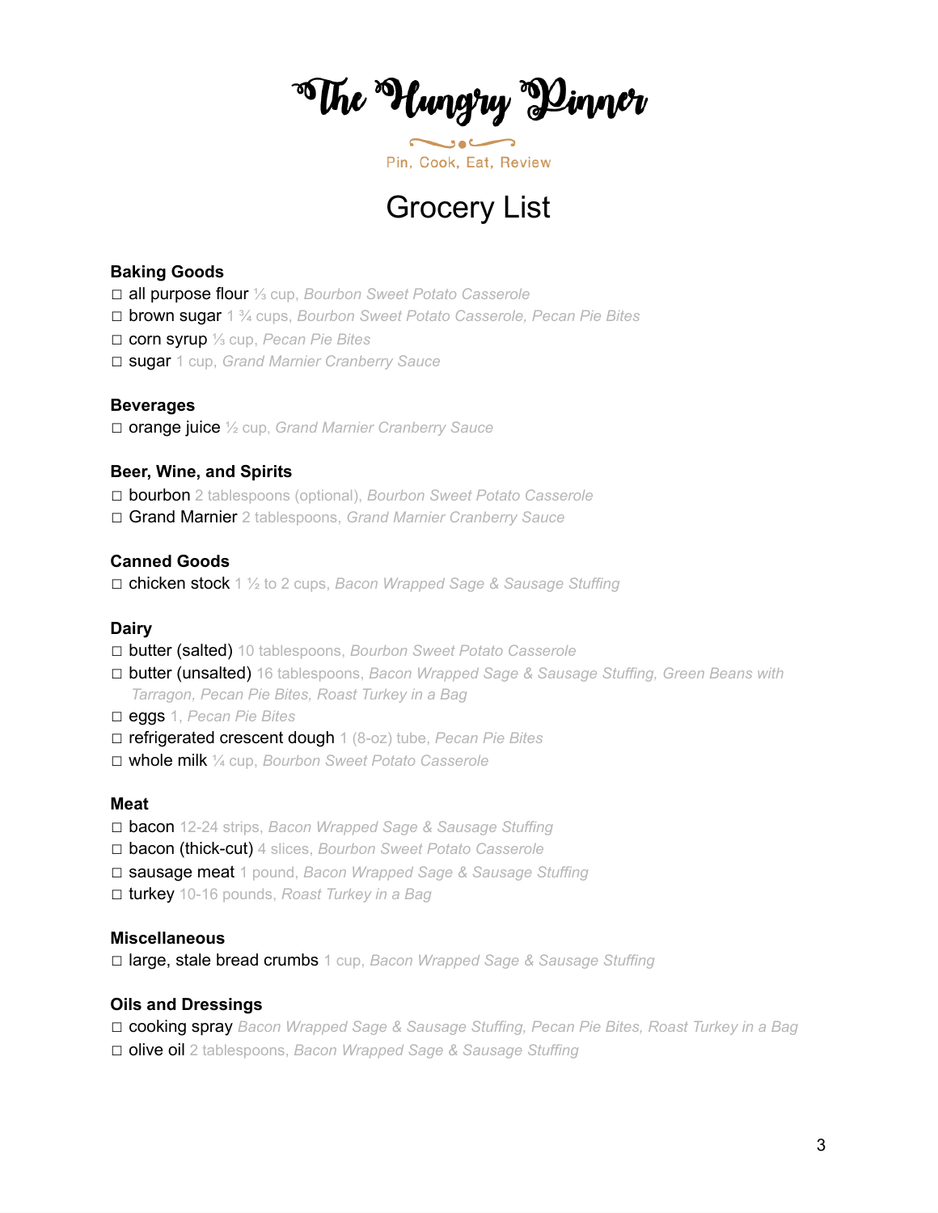# The Hungry Pinner

Pin, Cook, Eat, Review

## Grocery List

**Baking Goods**

- ☐ all purpose flour ⅓ cup, *Bourbon Sweet Potato Casserole*
- ☐ brown sugar 1 ¾ cups, *Bourbon Sweet Potato Casserole, Pecan Pie Bites*
- ☐ corn syrup ⅓ cup, *Pecan Pie Bites*
- ☐ sugar 1 cup, *Grand Marnier Cranberry Sauce*

**Beverages**

- ☐ orange juice ½ cup, *Grand Marnier Cranberry Sauce*

**Beer, Wine, and Spirits**

- ☐ bourbon 2 tablespoons (optional), *Bourbon Sweet Potato Casserole*
- ☐ Grand Marnier 2 tablespoons, *Grand Marnier Cranberry Sauce*

**Canned Goods**

- ☐ chicken stock 1 ½ to 2 cups, *Bacon Wrapped Sage & Sausage Stuffing*

**Dairy**

- ☐ butter (salted) 10 tablespoons, *Bourbon Sweet Potato Casserole*
- ☐ butter (unsalted) 16 tablespoons, *Bacon Wrapped Sage & Sausage Stuffing, Green Beans with Tarragon, Pecan Pie Bites, Roast Turkey in a Bag*
- ☐ eggs 1, *Pecan Pie Bites*
- ☐ refrigerated crescent dough 1 (8-oz) tube, *Pecan Pie Bites*
- ☐ whole milk ¼ cup, *Bourbon Sweet Potato Casserole*

**Meat**

- ☐ bacon 12-24 strips, *Bacon Wrapped Sage & Sausage Stuffing*
- ☐ bacon (thick-cut) 4 slices, *Bourbon Sweet Potato Casserole*
- ☐ sausage meat 1 pound, *Bacon Wrapped Sage & Sausage Stuffing*
- ☐ turkey 10-16 pounds, *Roast Turkey in a Bag*

**Miscellaneous**

- ☐ large, stale bread crumbs 1 cup, *Bacon Wrapped Sage & Sausage Stuffing*

**Oils and Dressings**

- ☐ cooking spray *Bacon Wrapped Sage & Sausage Stuffing, Pecan Pie Bites, Roast Turkey in a Bag*
- ☐ olive oil 2 tablespoons, *Bacon Wrapped Sage & Sausage Stuffing*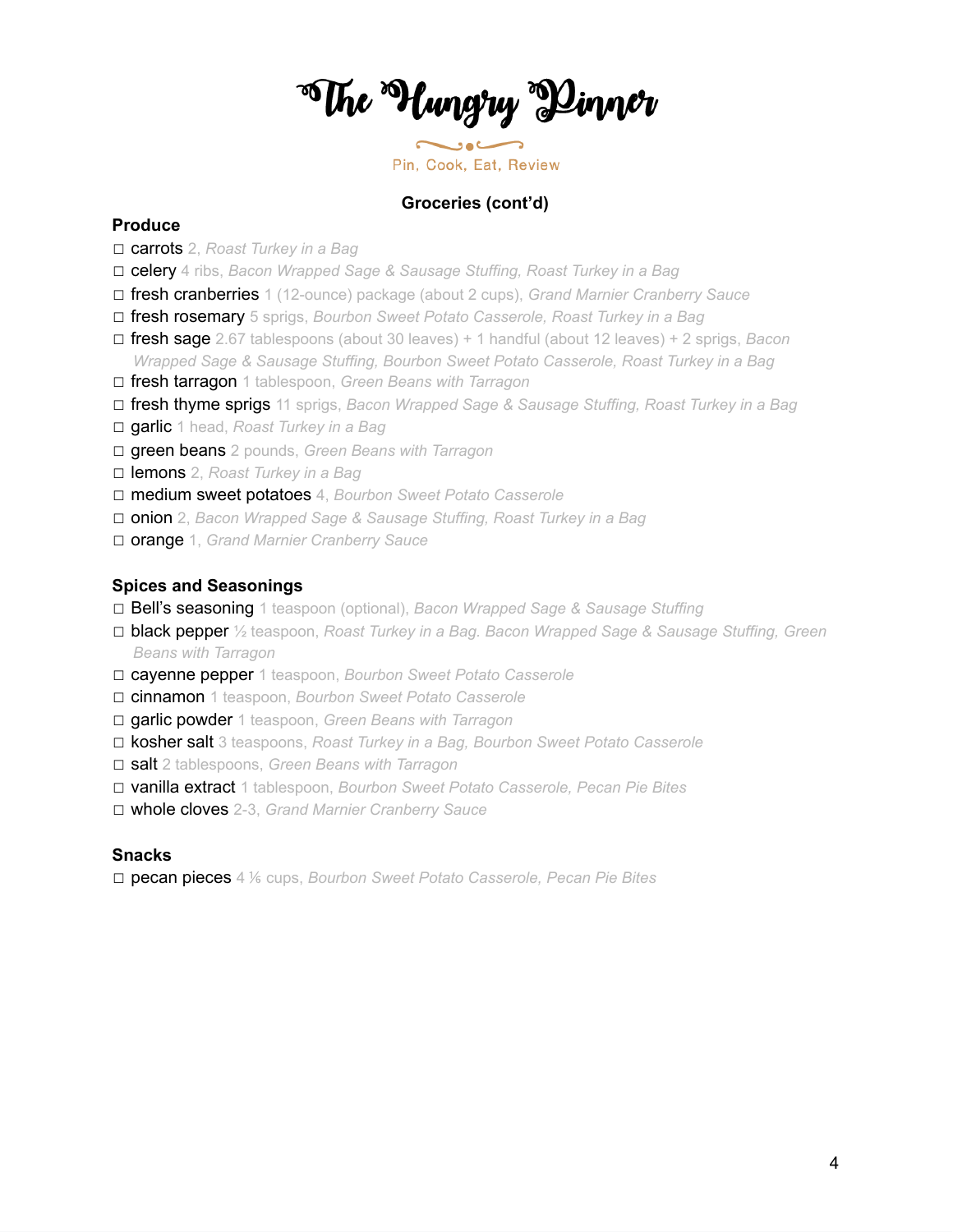# The Hungry Pinner

Pin, Cook, Eat, Review

**Groceries (cont'd)**

### Produce

- ☐ carrots 2, *Roast Turkey in a Bag*
- ☐ celery 4 ribs, *Bacon Wrapped Sage & Sausage Stuffing, Roast Turkey in a Bag*
- ☐ fresh cranberries 1 (12-ounce) package (about 2 cups), *Grand Marnier Cranberry Sauce*
- ☐ fresh rosemary 5 sprigs, *Bourbon Sweet Potato Casserole, Roast Turkey in a Bag*
- ☐ fresh sage 2.67 tablespoons (about 30 leaves) + 1 handful (about 12 leaves) + 2 sprigs, *Bacon Wrapped Sage & Sausage Stuffing, Bourbon Sweet Potato Casserole, Roast Turkey in a Bag*
- ☐ fresh tarragon 1 tablespoon, *Green Beans with Tarragon*
- ☐ fresh thyme sprigs 11 sprigs, *Bacon Wrapped Sage & Sausage Stuffing, Roast Turkey in a Bag*
- ☐ garlic 1 head, *Roast Turkey in a Bag*
- ☐ green beans 2 pounds, *Green Beans with Tarragon*
- ☐ lemons 2, *Roast Turkey in a Bag*
- ☐ medium sweet potatoes 4, *Bourbon Sweet Potato Casserole*
- ☐ onion 2, *Bacon Wrapped Sage & Sausage Stuffing, Roast Turkey in a Bag*
- ☐ orange 1, *Grand Marnier Cranberry Sauce*

### Spices and Seasonings

- ☐ Bell's seasoning 1 teaspoon (optional), *Bacon Wrapped Sage & Sausage Stuffing*
- ☐ black pepper ½ teaspoon, *Roast Turkey in a Bag. Bacon Wrapped Sage & Sausage Stuffing, Green Beans with Tarragon*
- ☐ cayenne pepper 1 teaspoon, *Bourbon Sweet Potato Casserole*
- ☐ cinnamon 1 teaspoon, *Bourbon Sweet Potato Casserole*
- ☐ garlic powder 1 teaspoon, *Green Beans with Tarragon*
- ☐ kosher salt 3 teaspoons, *Roast Turkey in a Bag, Bourbon Sweet Potato Casserole*
- ☐ salt 2 tablespoons, *Green Beans with Tarragon*
- ☐ vanilla extract 1 tablespoon, *Bourbon Sweet Potato Casserole, Pecan Pie Bites*
- ☐ whole cloves 2-3, *Grand Marnier Cranberry Sauce*

### Snacks

- ☐ pecan pieces 4 ⅙ cups, *Bourbon Sweet Potato Casserole, Pecan Pie Bites*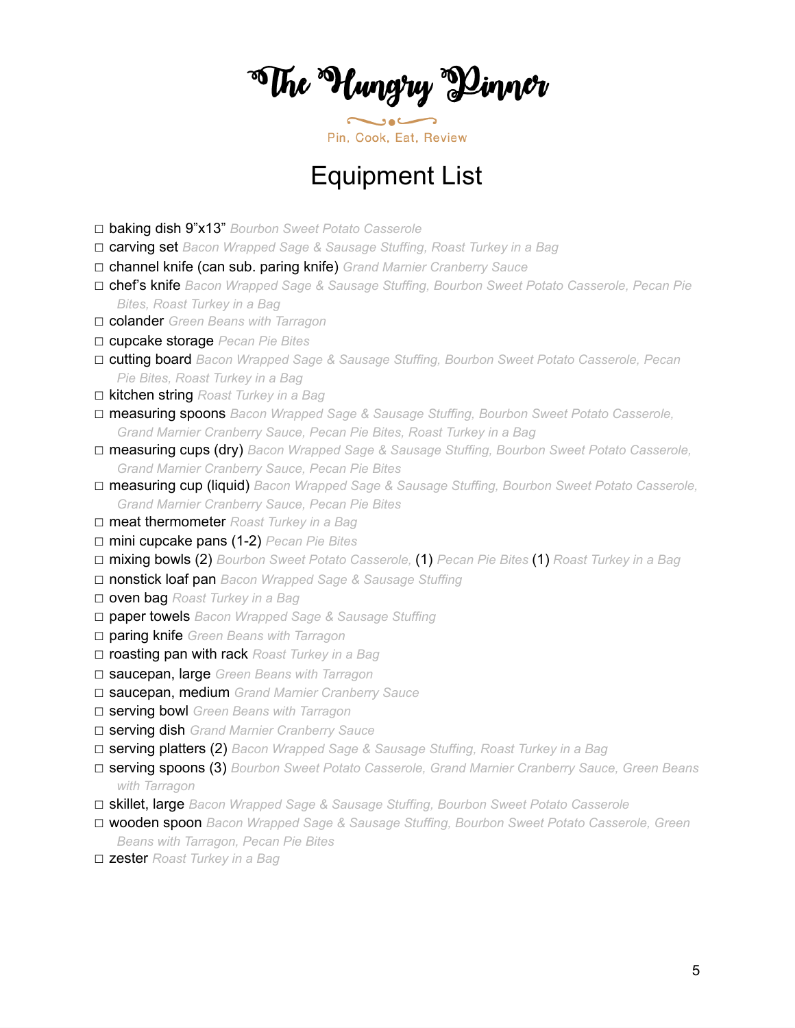# The Hungry Pinner

Pin, Cook, Eat, Review

## Equipment List

- ☐ baking dish 9"x13" *Bourbon Sweet Potato Casserole*
- ☐ carving set *Bacon Wrapped Sage & Sausage Stuffing, Roast Turkey in a Bag*
- ☐ channel knife (can sub. paring knife) *Grand Marnier Cranberry Sauce*
- ☐ chef's knife *Bacon Wrapped Sage & Sausage Stuffing, Bourbon Sweet Potato Casserole, Pecan Pie Bites, Roast Turkey in a Bag*
- ☐ colander *Green Beans with Tarragon*
- ☐ cupcake storage *Pecan Pie Bites*
- ☐ cutting board *Bacon Wrapped Sage & Sausage Stuffing, Bourbon Sweet Potato Casserole, Pecan Pie Bites, Roast Turkey in a Bag*
- ☐ kitchen string *Roast Turkey in a Bag*
- ☐ measuring spoons *Bacon Wrapped Sage & Sausage Stuffing, Bourbon Sweet Potato Casserole, Grand Marnier Cranberry Sauce, Pecan Pie Bites, Roast Turkey in a Bag*
- ☐ measuring cups (dry) *Bacon Wrapped Sage & Sausage Stuffing, Bourbon Sweet Potato Casserole, Grand Marnier Cranberry Sauce, Pecan Pie Bites*
- ☐ measuring cup (liquid) *Bacon Wrapped Sage & Sausage Stuffing, Bourbon Sweet Potato Casserole, Grand Marnier Cranberry Sauce, Pecan Pie Bites*
- ☐ meat thermometer *Roast Turkey in a Bag*
- ☐ mini cupcake pans (1-2) *Pecan Pie Bites*
- ☐ mixing bowls (2) *Bourbon Sweet Potato Casserole,* (1) *Pecan Pie Bites* (1) *Roast Turkey in a Bag*
- ☐ nonstick loaf pan *Bacon Wrapped Sage & Sausage Stuffing*
- ☐ oven bag *Roast Turkey in a Bag*
- ☐ paper towels *Bacon Wrapped Sage & Sausage Stuffing*
- ☐ paring knife *Green Beans with Tarragon*
- ☐ roasting pan with rack *Roast Turkey in a Bag*
- ☐ saucepan, large *Green Beans with Tarragon*
- ☐ saucepan, medium *Grand Marnier Cranberry Sauce*
- ☐ serving bowl *Green Beans with Tarragon*
- ☐ serving dish *Grand Marnier Cranberry Sauce*
- ☐ serving platters (2) *Bacon Wrapped Sage & Sausage Stuffing, Roast Turkey in a Bag*
- ☐ serving spoons (3) *Bourbon Sweet Potato Casserole, Grand Marnier Cranberry Sauce, Green Beans with Tarragon*
- ☐ skillet, large *Bacon Wrapped Sage & Sausage Stuffing, Bourbon Sweet Potato Casserole*
- ☐ wooden spoon *Bacon Wrapped Sage & Sausage Stuffing, Bourbon Sweet Potato Casserole, Green Beans with Tarragon, Pecan Pie Bites*
- ☐ zester *Roast Turkey in a Bag*